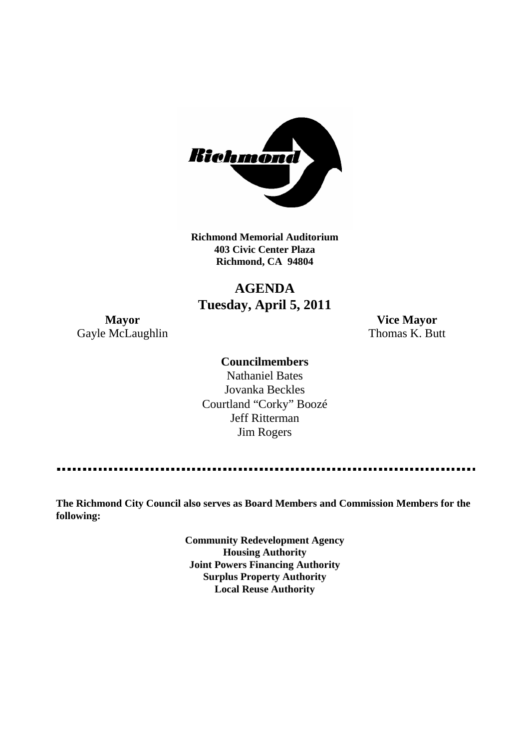**Richmond Memorial Auditorium**
**403 Civic Center Plaza**
**Richmond, CA 94804**

# AGENDA
## Tuesday, April 5, 2011

**Mayor**
Gayle McLaughlin

**Vice Mayor**
Thomas K. Butt

**Councilmembers**

Nathaniel Bates
Jovanka Beckles
Courtland "Corky" Boozé
Jeff Ritterman
Jim Rogers

---

**The Richmond City Council also serves as Board Members and Commission Members for the following:**

**Community Redevelopment Agency**
**Housing Authority**
**Joint Powers Financing Authority**
**Surplus Property Authority**
**Local Reuse Authority**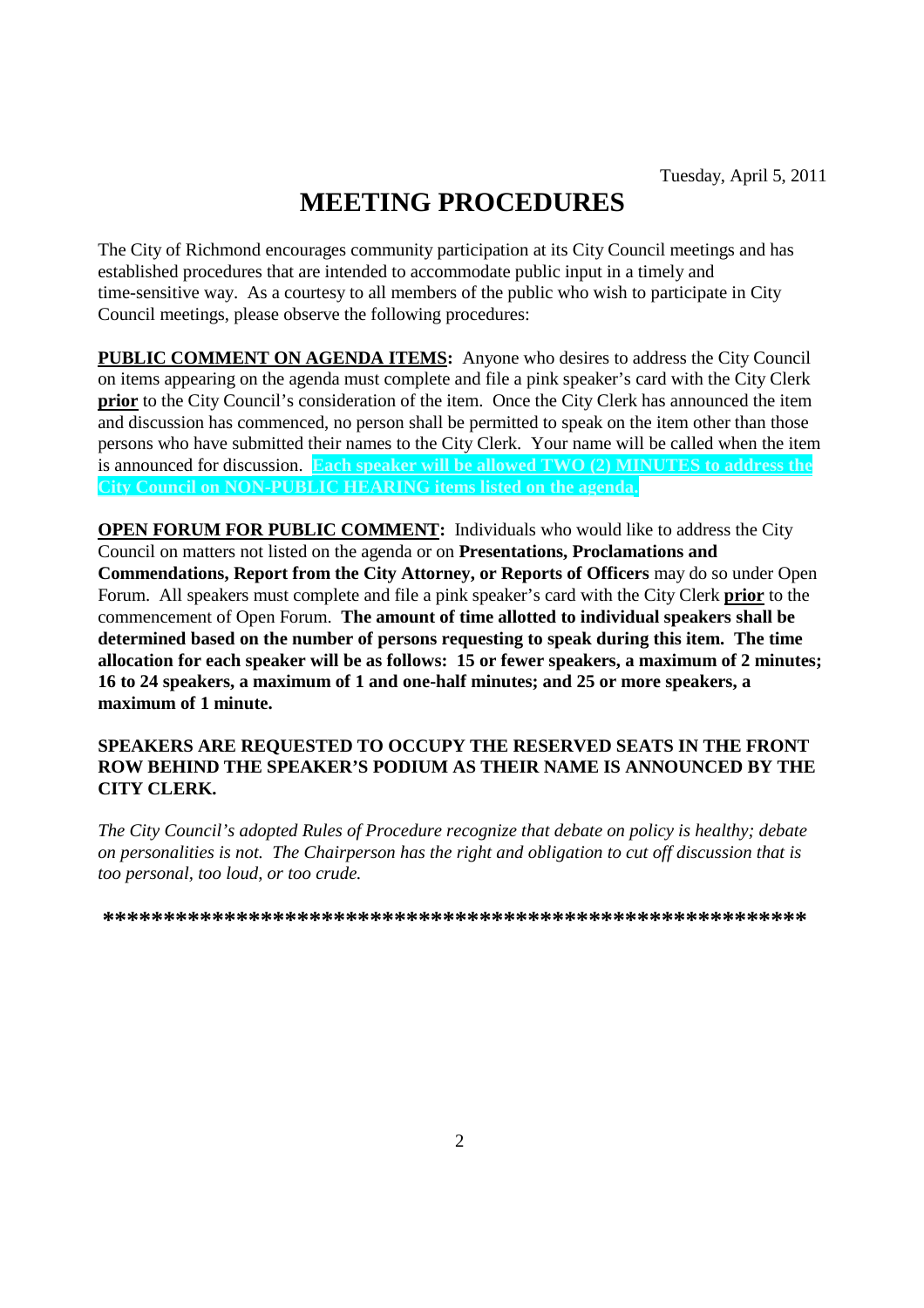Tuesday, April 5, 2011

# MEETING PROCEDURES

The City of Richmond encourages community participation at its City Council meetings and has established procedures that are intended to accommodate public input in a timely and time-sensitive way. As a courtesy to all members of the public who wish to participate in City Council meetings, please observe the following procedures:

**PUBLIC COMMENT ON AGENDA ITEMS:** Anyone who desires to address the City Council on items appearing on the agenda must complete and file a pink speaker's card with the City Clerk **prior** to the City Council's consideration of the item. Once the City Clerk has announced the item and discussion has commenced, no person shall be permitted to speak on the item other than those persons who have submitted their names to the City Clerk. Your name will be called when the item is announced for discussion. **Each speaker will be allowed TWO (2) MINUTES to address the City Council on NON-PUBLIC HEARING items listed on the agenda.**

**OPEN FORUM FOR PUBLIC COMMENT:** Individuals who would like to address the City Council on matters not listed on the agenda or on **Presentations, Proclamations and Commendations, Report from the City Attorney, or Reports of Officers** may do so under Open Forum. All speakers must complete and file a pink speaker's card with the City Clerk **prior** to the commencement of Open Forum. **The amount of time allotted to individual speakers shall be determined based on the number of persons requesting to speak during this item. The time allocation for each speaker will be as follows: 15 or fewer speakers, a maximum of 2 minutes; 16 to 24 speakers, a maximum of 1 and one-half minutes; and 25 or more speakers, a maximum of 1 minute.**

**SPEAKERS ARE REQUESTED TO OCCUPY THE RESERVED SEATS IN THE FRONT ROW BEHIND THE SPEAKER'S PODIUM AS THEIR NAME IS ANNOUNCED BY THE CITY CLERK.**

*The City Council's adopted Rules of Procedure recognize that debate on policy is healthy; debate on personalities is not. The Chairperson has the right and obligation to cut off discussion that is too personal, too loud, or too crude.*

**\*\*\*\*\*\*\*\*\*\*\*\*\*\*\*\*\*\*\*\*\*\*\*\*\*\*\*\*\*\*\*\*\*\*\*\*\*\*\*\*\*\*\*\*\*\*\*\*\*\*\*\*\*\*\*\*\*\*\*\***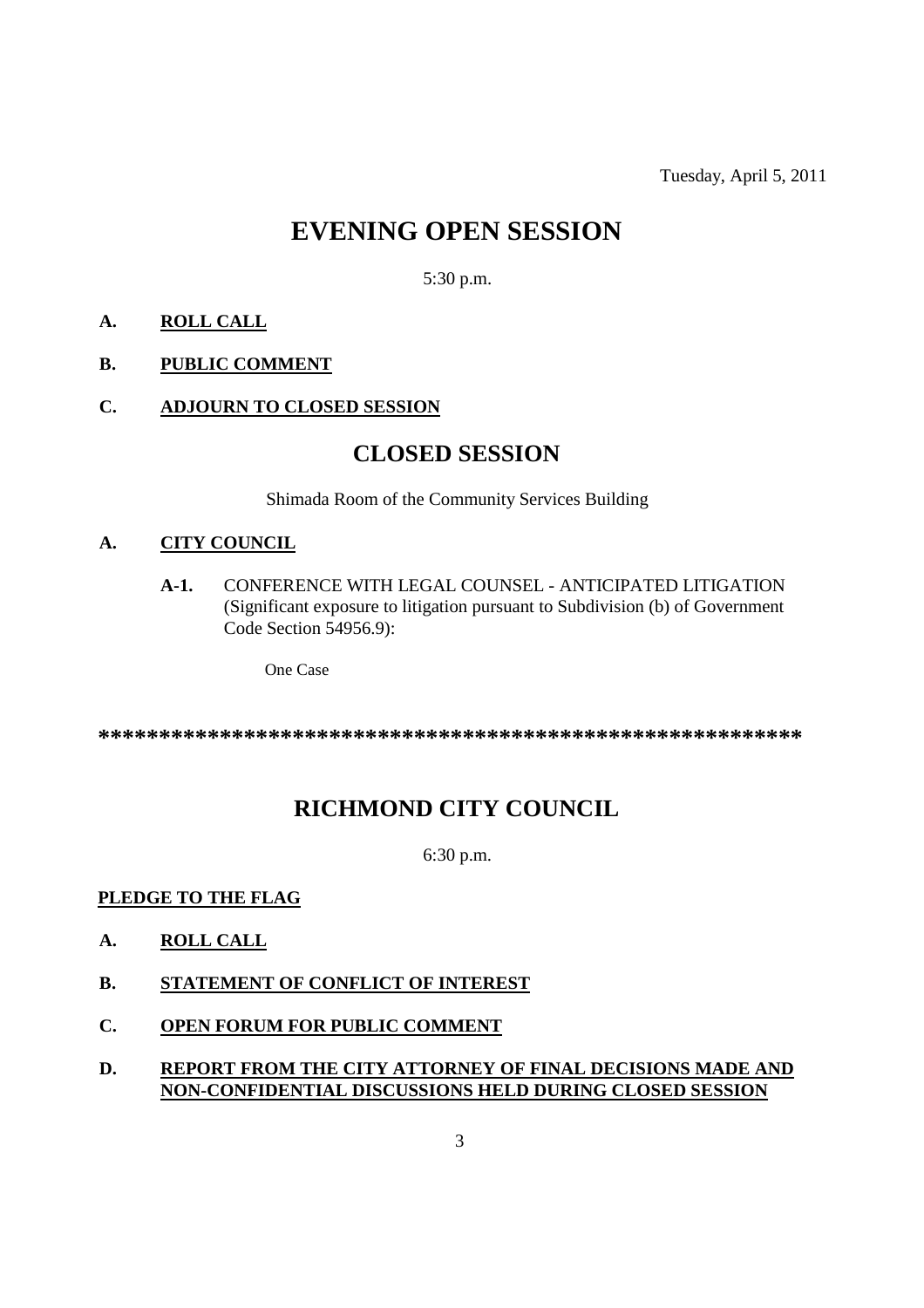Tuesday, April 5, 2011

# EVENING OPEN SESSION

5:30 p.m.

**A. ROLL CALL**

**B. PUBLIC COMMENT**

**C. ADJOURN TO CLOSED SESSION**

# CLOSED SESSION

Shimada Room of the Community Services Building

**A. CITY COUNCIL**

**A-1.** CONFERENCE WITH LEGAL COUNSEL - ANTICIPATED LITIGATION (Significant exposure to litigation pursuant to Subdivision (b) of Government Code Section 54956.9):

One Case

************************************************************

# RICHMOND CITY COUNCIL

6:30 p.m.

**PLEDGE TO THE FLAG**

**A. ROLL CALL**

**B. STATEMENT OF CONFLICT OF INTEREST**

**C. OPEN FORUM FOR PUBLIC COMMENT**

**D. REPORT FROM THE CITY ATTORNEY OF FINAL DECISIONS MADE AND NON-CONFIDENTIAL DISCUSSIONS HELD DURING CLOSED SESSION**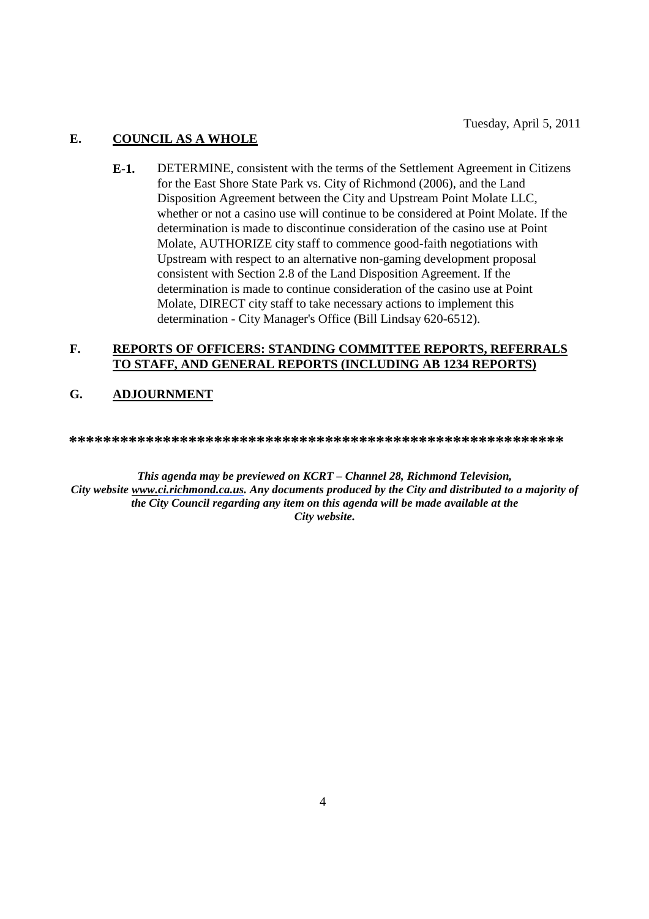Tuesday, April 5, 2011

## E. COUNCIL AS A WHOLE

**E-1.** DETERMINE, consistent with the terms of the Settlement Agreement in Citizens for the East Shore State Park vs. City of Richmond (2006), and the Land Disposition Agreement between the City and Upstream Point Molate LLC, whether or not a casino use will continue to be considered at Point Molate. If the determination is made to discontinue consideration of the casino use at Point Molate, AUTHORIZE city staff to commence good-faith negotiations with Upstream with respect to an alternative non-gaming development proposal consistent with Section 2.8 of the Land Disposition Agreement. If the determination is made to continue consideration of the casino use at Point Molate, DIRECT city staff to take necessary actions to implement this determination - City Manager's Office (Bill Lindsay 620-6512).

## F. REPORTS OF OFFICERS: STANDING COMMITTEE REPORTS, REFERRALS TO STAFF, AND GENERAL REPORTS (INCLUDING AB 1234 REPORTS)

## G. ADJOURNMENT

**************************************************************

***This agenda may be previewed on KCRT – Channel 28, Richmond Television, City website www.ci.richmond.ca.us. Any documents produced by the City and distributed to a majority of the City Council regarding any item on this agenda will be made available at the City website.***